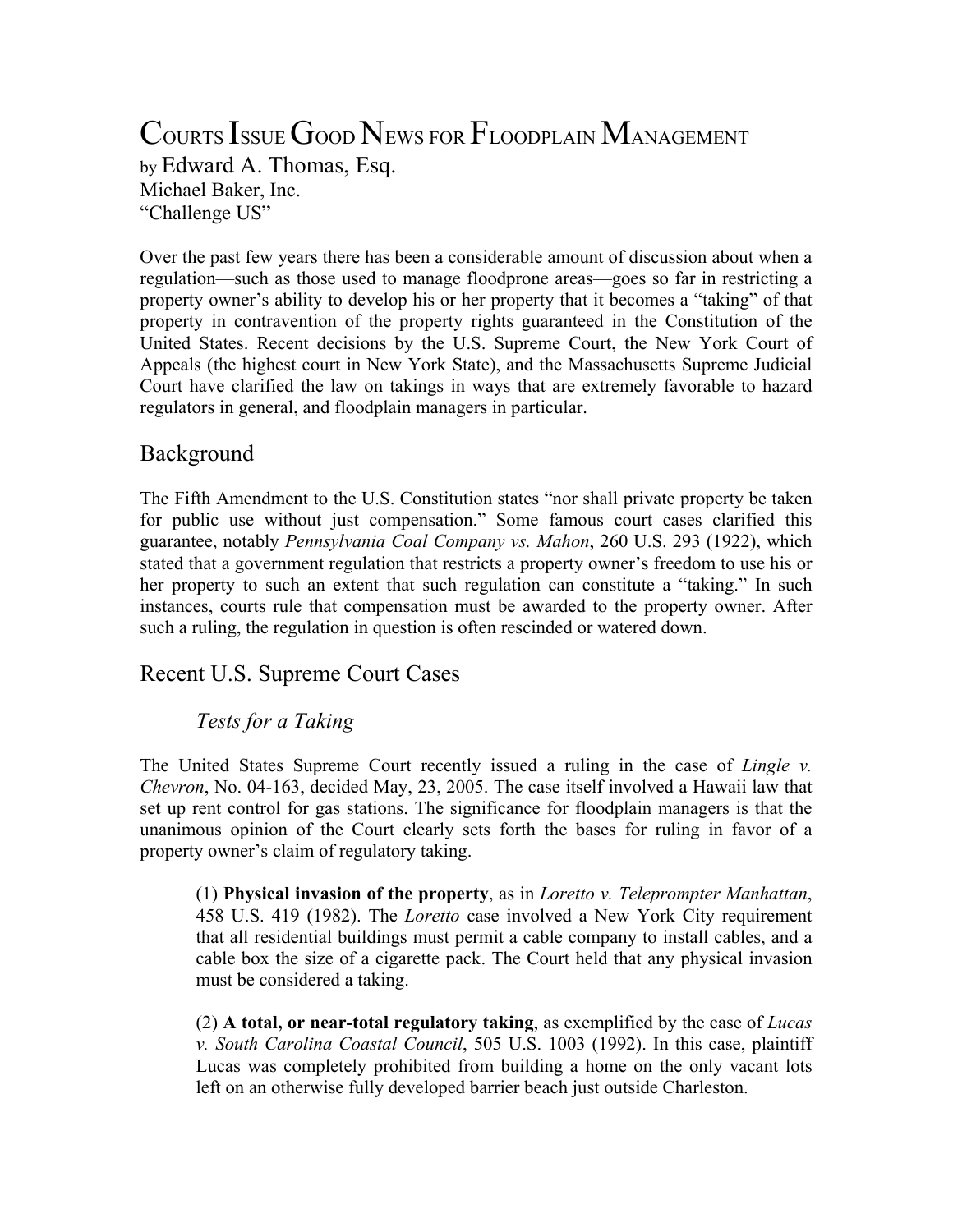# Courts Issue Good News for Floodplain Management

by Edward A. Thomas, Esq.
Michael Baker, Inc.
"Challenge US"

Over the past few years there has been a considerable amount of discussion about when a regulation—such as those used to manage floodprone areas—goes so far in restricting a property owner's ability to develop his or her property that it becomes a "taking" of that property in contravention of the property rights guaranteed in the Constitution of the United States. Recent decisions by the U.S. Supreme Court, the New York Court of Appeals (the highest court in New York State), and the Massachusetts Supreme Judicial Court have clarified the law on takings in ways that are extremely favorable to hazard regulators in general, and floodplain managers in particular.

## Background

The Fifth Amendment to the U.S. Constitution states "nor shall private property be taken for public use without just compensation." Some famous court cases clarified this guarantee, notably *Pennsylvania Coal Company vs. Mahon*, 260 U.S. 293 (1922), which stated that a government regulation that restricts a property owner's freedom to use his or her property to such an extent that such regulation can constitute a "taking." In such instances, courts rule that compensation must be awarded to the property owner. After such a ruling, the regulation in question is often rescinded or watered down.

## Recent U.S. Supreme Court Cases

### *Tests for a Taking*

The United States Supreme Court recently issued a ruling in the case of *Lingle v. Chevron*, No. 04-163, decided May, 23, 2005. The case itself involved a Hawaii law that set up rent control for gas stations. The significance for floodplain managers is that the unanimous opinion of the Court clearly sets forth the bases for ruling in favor of a property owner's claim of regulatory taking.

> (1) **Physical invasion of the property**, as in *Loretto v. Teleprompter Manhattan*, 458 U.S. 419 (1982). The *Loretto* case involved a New York City requirement that all residential buildings must permit a cable company to install cables, and a cable box the size of a cigarette pack. The Court held that any physical invasion must be considered a taking.
>
> (2) **A total, or near-total regulatory taking**, as exemplified by the case of *Lucas v. South Carolina Coastal Council*, 505 U.S. 1003 (1992). In this case, plaintiff Lucas was completely prohibited from building a home on the only vacant lots left on an otherwise fully developed barrier beach just outside Charleston.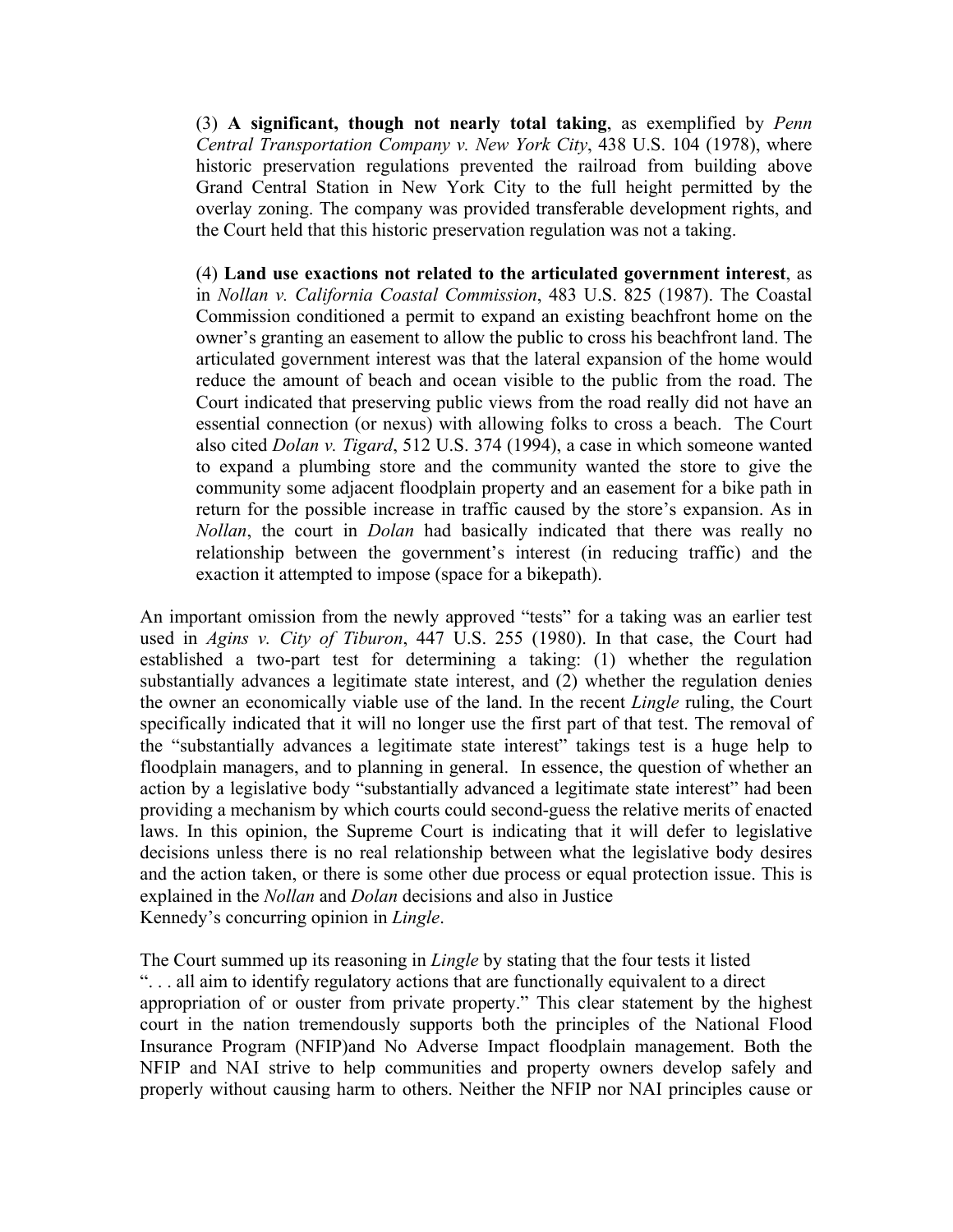(3) **A significant, though not nearly total taking**, as exemplified by *Penn Central Transportation Company v. New York City*, 438 U.S. 104 (1978), where historic preservation regulations prevented the railroad from building above Grand Central Station in New York City to the full height permitted by the overlay zoning. The company was provided transferable development rights, and the Court held that this historic preservation regulation was not a taking.

(4) **Land use exactions not related to the articulated government interest**, as in *Nollan v. California Coastal Commission*, 483 U.S. 825 (1987). The Coastal Commission conditioned a permit to expand an existing beachfront home on the owner's granting an easement to allow the public to cross his beachfront land. The articulated government interest was that the lateral expansion of the home would reduce the amount of beach and ocean visible to the public from the road. The Court indicated that preserving public views from the road really did not have an essential connection (or nexus) with allowing folks to cross a beach. The Court also cited *Dolan v. Tigard*, 512 U.S. 374 (1994), a case in which someone wanted to expand a plumbing store and the community wanted the store to give the community some adjacent floodplain property and an easement for a bike path in return for the possible increase in traffic caused by the store's expansion. As in *Nollan*, the court in *Dolan* had basically indicated that there was really no relationship between the government's interest (in reducing traffic) and the exaction it attempted to impose (space for a bikepath).

An important omission from the newly approved "tests" for a taking was an earlier test used in *Agins v. City of Tiburon*, 447 U.S. 255 (1980). In that case, the Court had established a two-part test for determining a taking: (1) whether the regulation substantially advances a legitimate state interest, and (2) whether the regulation denies the owner an economically viable use of the land. In the recent *Lingle* ruling, the Court specifically indicated that it will no longer use the first part of that test. The removal of the "substantially advances a legitimate state interest" takings test is a huge help to floodplain managers, and to planning in general. In essence, the question of whether an action by a legislative body "substantially advanced a legitimate state interest" had been providing a mechanism by which courts could second-guess the relative merits of enacted laws. In this opinion, the Supreme Court is indicating that it will defer to legislative decisions unless there is no real relationship between what the legislative body desires and the action taken, or there is some other due process or equal protection issue. This is explained in the *Nollan* and *Dolan* decisions and also in Justice Kennedy's concurring opinion in *Lingle*.

The Court summed up its reasoning in *Lingle* by stating that the four tests it listed ". . . all aim to identify regulatory actions that are functionally equivalent to a direct appropriation of or ouster from private property." This clear statement by the highest court in the nation tremendously supports both the principles of the National Flood Insurance Program (NFIP)and No Adverse Impact floodplain management. Both the NFIP and NAI strive to help communities and property owners develop safely and properly without causing harm to others. Neither the NFIP nor NAI principles cause or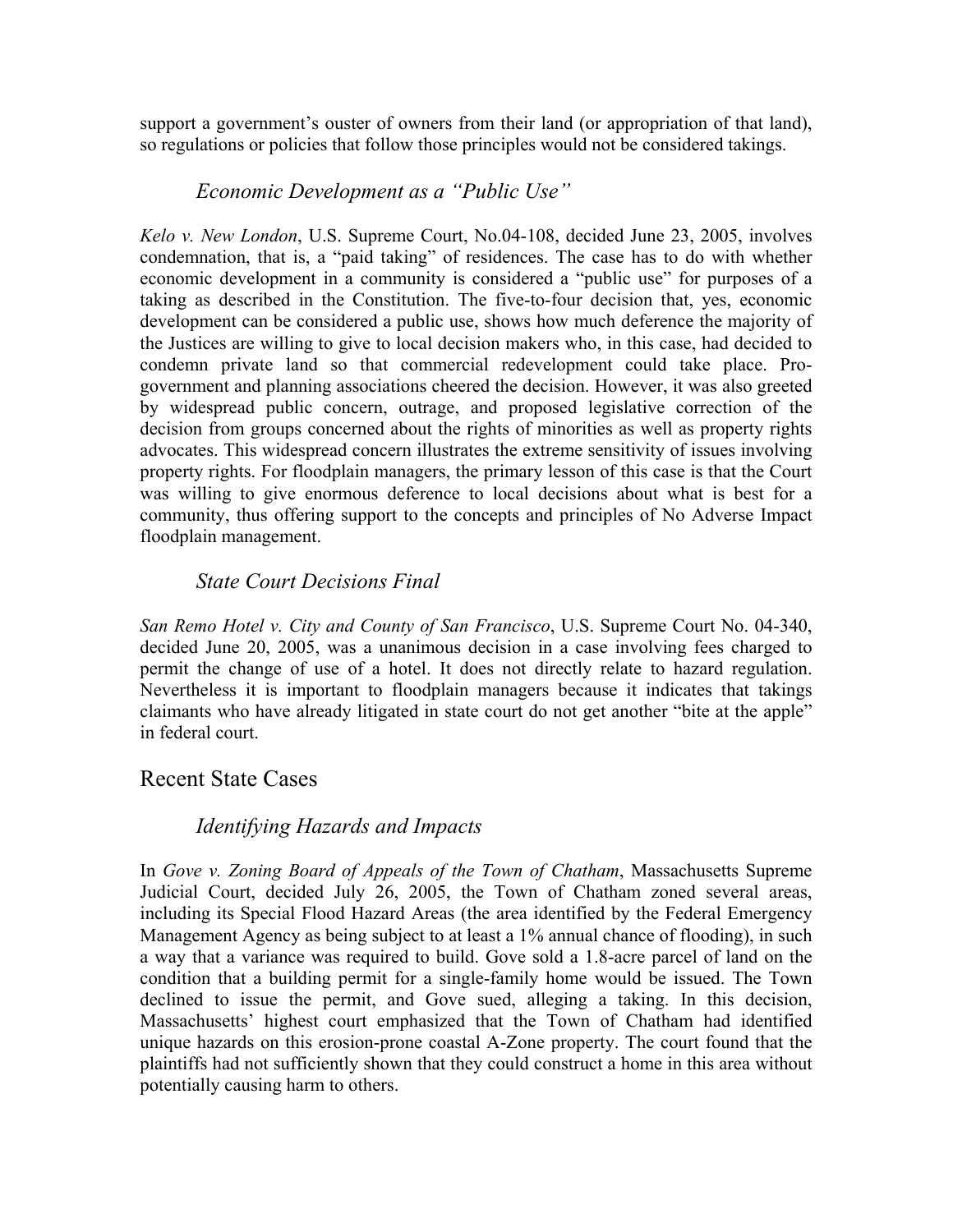support a government's ouster of owners from their land (or appropriation of that land), so regulations or policies that follow those principles would not be considered takings.

### *Economic Development as a "Public Use"*

*Kelo v. New London*, U.S. Supreme Court, No.04-108, decided June 23, 2005, involves condemnation, that is, a "paid taking" of residences. The case has to do with whether economic development in a community is considered a "public use" for purposes of a taking as described in the Constitution. The five-to-four decision that, yes, economic development can be considered a public use, shows how much deference the majority of the Justices are willing to give to local decision makers who, in this case, had decided to condemn private land so that commercial redevelopment could take place. Pro-government and planning associations cheered the decision. However, it was also greeted by widespread public concern, outrage, and proposed legislative correction of the decision from groups concerned about the rights of minorities as well as property rights advocates. This widespread concern illustrates the extreme sensitivity of issues involving property rights. For floodplain managers, the primary lesson of this case is that the Court was willing to give enormous deference to local decisions about what is best for a community, thus offering support to the concepts and principles of No Adverse Impact floodplain management.

### *State Court Decisions Final*

*San Remo Hotel v. City and County of San Francisco*, U.S. Supreme Court No. 04-340, decided June 20, 2005, was a unanimous decision in a case involving fees charged to permit the change of use of a hotel. It does not directly relate to hazard regulation. Nevertheless it is important to floodplain managers because it indicates that takings claimants who have already litigated in state court do not get another "bite at the apple" in federal court.

## Recent State Cases

### *Identifying Hazards and Impacts*

In *Gove v. Zoning Board of Appeals of the Town of Chatham*, Massachusetts Supreme Judicial Court, decided July 26, 2005, the Town of Chatham zoned several areas, including its Special Flood Hazard Areas (the area identified by the Federal Emergency Management Agency as being subject to at least a 1% annual chance of flooding), in such a way that a variance was required to build. Gove sold a 1.8-acre parcel of land on the condition that a building permit for a single-family home would be issued. The Town declined to issue the permit, and Gove sued, alleging a taking. In this decision, Massachusetts' highest court emphasized that the Town of Chatham had identified unique hazards on this erosion-prone coastal A-Zone property. The court found that the plaintiffs had not sufficiently shown that they could construct a home in this area without potentially causing harm to others.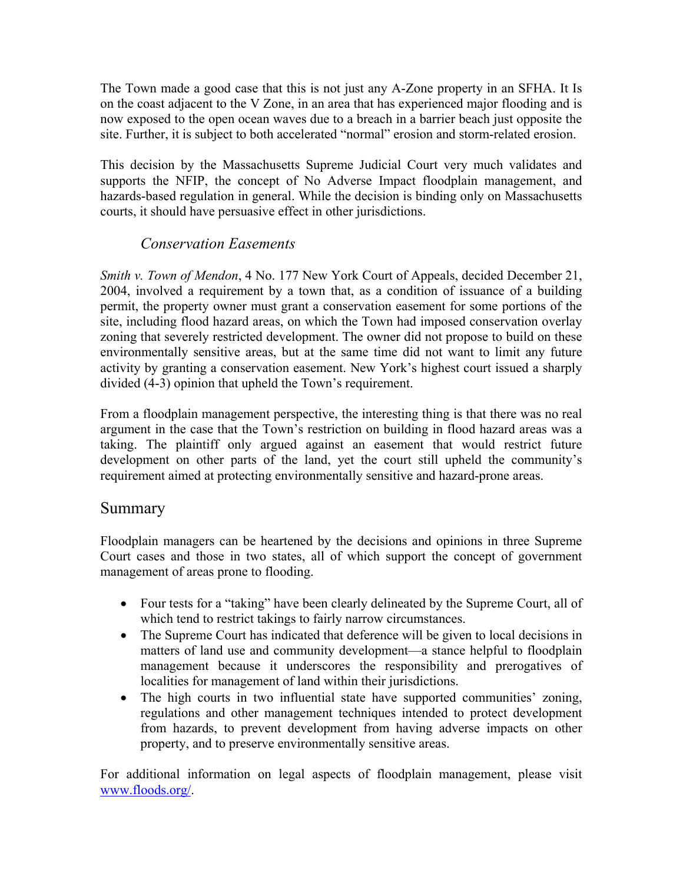The Town made a good case that this is not just any A-Zone property in an SFHA. It Is on the coast adjacent to the V Zone, in an area that has experienced major flooding and is now exposed to the open ocean waves due to a breach in a barrier beach just opposite the site. Further, it is subject to both accelerated "normal" erosion and storm-related erosion.

This decision by the Massachusetts Supreme Judicial Court very much validates and supports the NFIP, the concept of No Adverse Impact floodplain management, and hazards-based regulation in general. While the decision is binding only on Massachusetts courts, it should have persuasive effect in other jurisdictions.

### *Conservation Easements*

*Smith v. Town of Mendon*, 4 No. 177 New York Court of Appeals, decided December 21, 2004, involved a requirement by a town that, as a condition of issuance of a building permit, the property owner must grant a conservation easement for some portions of the site, including flood hazard areas, on which the Town had imposed conservation overlay zoning that severely restricted development. The owner did not propose to build on these environmentally sensitive areas, but at the same time did not want to limit any future activity by granting a conservation easement. New York's highest court issued a sharply divided (4-3) opinion that upheld the Town's requirement.

From a floodplain management perspective, the interesting thing is that there was no real argument in the case that the Town's restriction on building in flood hazard areas was a taking. The plaintiff only argued against an easement that would restrict future development on other parts of the land, yet the court still upheld the community's requirement aimed at protecting environmentally sensitive and hazard-prone areas.

## Summary

Floodplain managers can be heartened by the decisions and opinions in three Supreme Court cases and those in two states, all of which support the concept of government management of areas prone to flooding.

- Four tests for a "taking" have been clearly delineated by the Supreme Court, all of which tend to restrict takings to fairly narrow circumstances.
- The Supreme Court has indicated that deference will be given to local decisions in matters of land use and community development—a stance helpful to floodplain management because it underscores the responsibility and prerogatives of localities for management of land within their jurisdictions.
- The high courts in two influential state have supported communities' zoning, regulations and other management techniques intended to protect development from hazards, to prevent development from having adverse impacts on other property, and to preserve environmentally sensitive areas.

For additional information on legal aspects of floodplain management, please visit [www.floods.org/](www.floods.org/).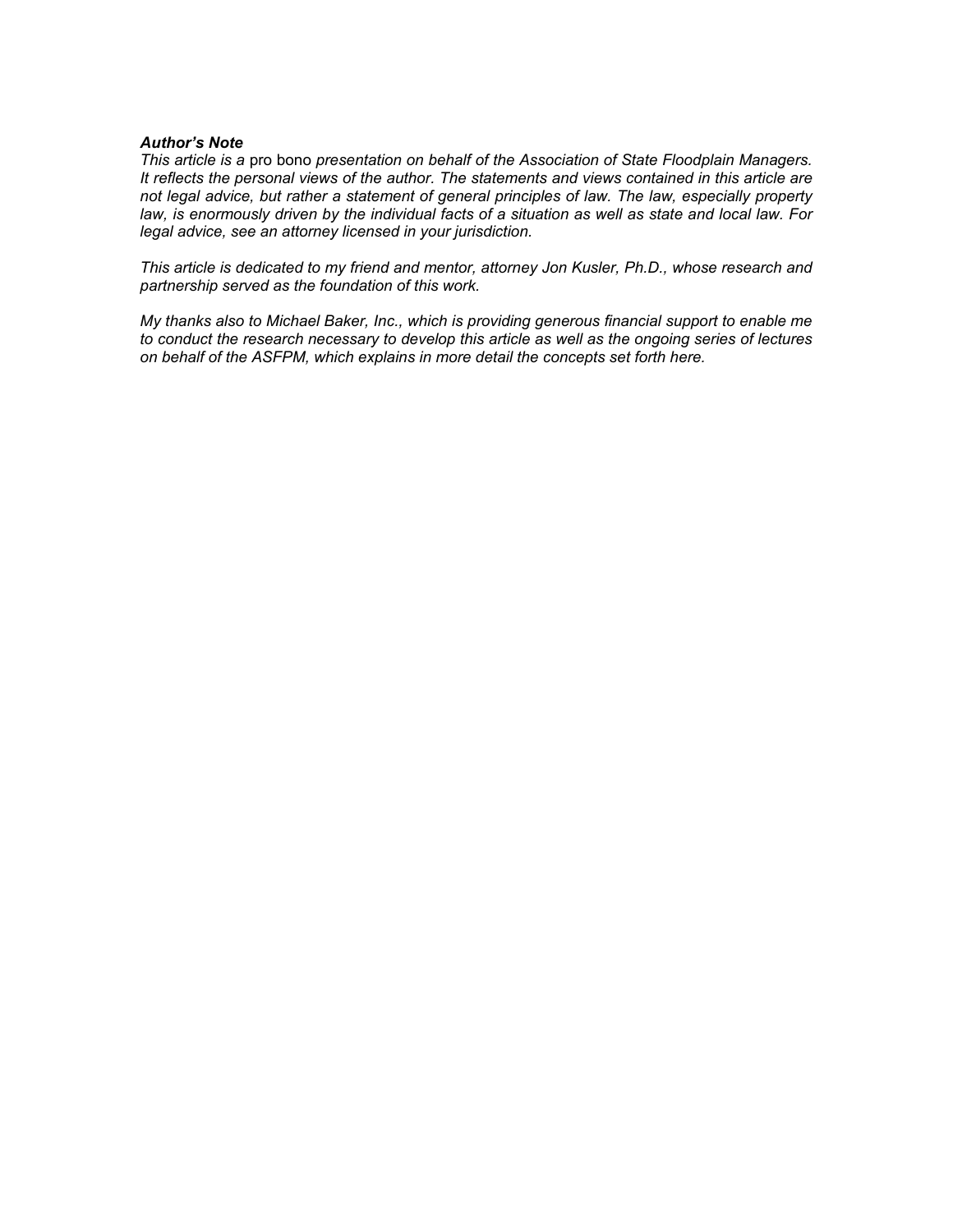***Author's Note***

*This article is a* pro bono *presentation on behalf of the Association of State Floodplain Managers. It reflects the personal views of the author. The statements and views contained in this article are not legal advice, but rather a statement of general principles of law. The law, especially property law, is enormously driven by the individual facts of a situation as well as state and local law. For legal advice, see an attorney licensed in your jurisdiction.*

*This article is dedicated to my friend and mentor, attorney Jon Kusler, Ph.D., whose research and partnership served as the foundation of this work.*

*My thanks also to Michael Baker, Inc., which is providing generous financial support to enable me to conduct the research necessary to develop this article as well as the ongoing series of lectures on behalf of the ASFPM, which explains in more detail the concepts set forth here.*